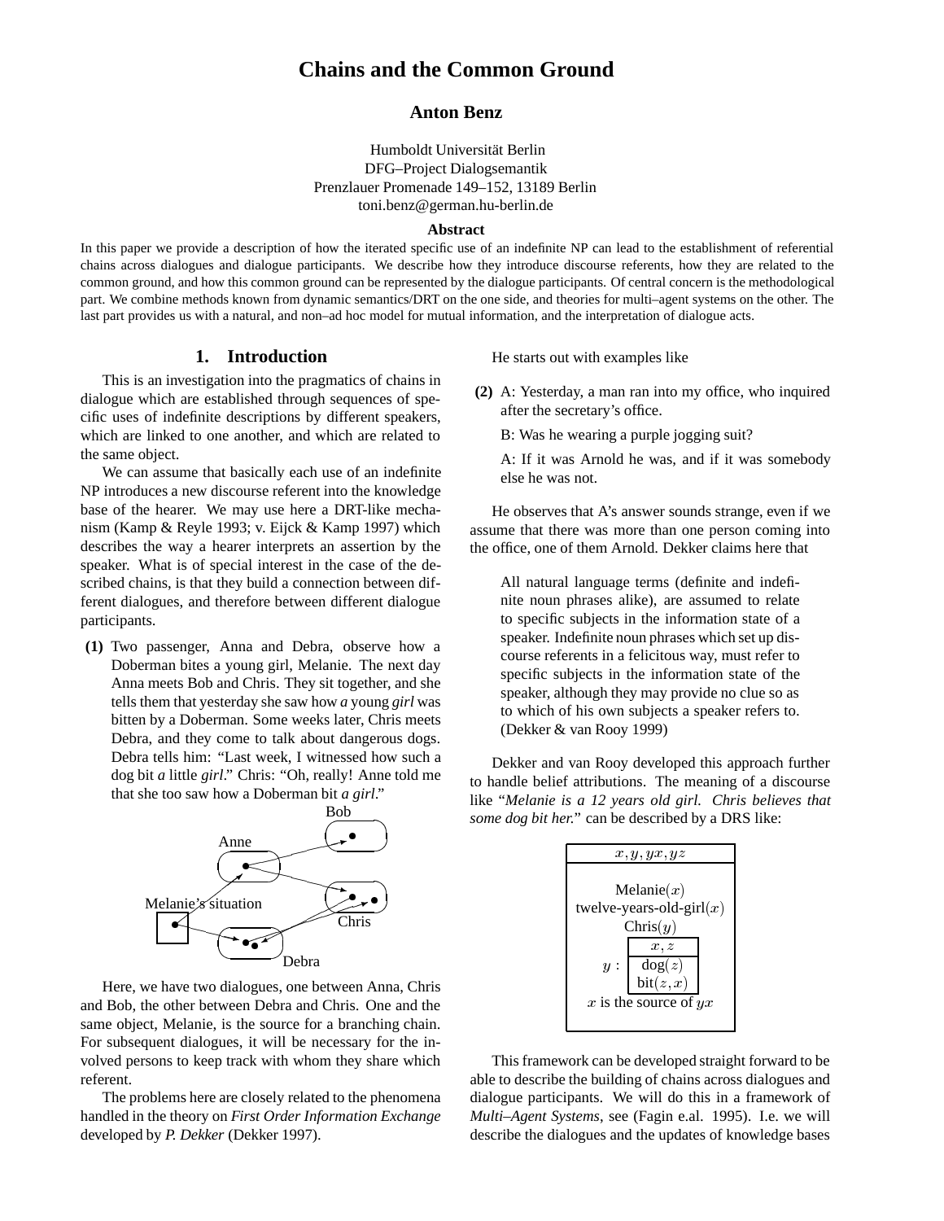# Chains and the Common Ground

**Anton Benz**

Humboldt Universität Berlin
DFG–Project Dialogsemantik
Prenzlauer Promenade 149–152, 13189 Berlin
toni.benz@german.hu-berlin.de

### Abstract

In this paper we provide a description of how the iterated specific use of an indefinite NP can lead to the establishment of referential chains across dialogues and dialogue participants. We describe how they introduce discourse referents, how they are related to the common ground, and how this common ground can be represented by the dialogue participants. Of central concern is the methodological part. We combine methods known from dynamic semantics/DRT on the one side, and theories for multi–agent systems on the other. The last part provides us with a natural, and non–ad hoc model for mutual information, and the interpretation of dialogue acts.

## 1. Introduction

This is an investigation into the pragmatics of chains in dialogue which are established through sequences of specific uses of indefinite descriptions by different speakers, which are linked to one another, and which are related to the same object.

We can assume that basically each use of an indefinite NP introduces a new discourse referent into the knowledge base of the hearer. We may use here a DRT-like mechanism (Kamp & Reyle 1993; v. Eijck & Kamp 1997) which describes the way a hearer interprets an assertion by the speaker. What is of special interest in the case of the described chains, is that they build a connection between different dialogues, and therefore between different dialogue participants.

**(1)** Two passenger, Anna and Debra, observe how a Doberman bites a young girl, Melanie. The next day Anna meets Bob and Chris. They sit together, and she tells them that yesterday she saw how *a* young *girl* was bitten by a Doberman. Some weeks later, Chris meets Debra, and they come to talk about dangerous dogs. Debra tells him: "Last week, I witnessed how such a dog bit *a* little *girl*." Chris: "Oh, really! Anne told me that she too saw how a Doberman bit *a girl*."

Here, we have two dialogues, one between Anna, Chris and Bob, the other between Debra and Chris. One and the same object, Melanie, is the source for a branching chain. For subsequent dialogues, it will be necessary for the involved persons to keep track with whom they share which referent.

The problems here are closely related to the phenomena handled in the theory on *First Order Information Exchange* developed by *P. Dekker* (Dekker 1997).

He starts out with examples like

**(2)** A: Yesterday, a man ran into my office, who inquired after the secretary's office.

B: Was he wearing a purple jogging suit?

A: If it was Arnold he was, and if it was somebody else he was not.

He observes that A's answer sounds strange, even if we assume that there was more than one person coming into the office, one of them Arnold. Dekker claims here that

> All natural language terms (definite and indefinite noun phrases alike), are assumed to relate to specific subjects in the information state of a speaker. Indefinite noun phrases which set up discourse referents in a felicitous way, must refer to specific subjects in the information state of the speaker, although they may provide no clue so as to which of his own subjects a speaker refers to. (Dekker & van Rooy 1999)

Dekker and van Rooy developed this approach further to handle belief attributions. The meaning of a discourse like "*Melanie is a 12 years old girl. Chris believes that some dog bit her.*" can be described by a DRS like:

$$\begin{array}{|c|}\hline x, y, yx, yz \\ \hline \text{Melanie}(x) \\ \text{twelve-years-old-girl}(x) \\ \text{Chris}(y) \\ y: \begin{array}{|c|}\hline x, z \\ \hline \text{dog}(z) \\ \text{bit}(z,x) \\ \hline\end{array} \\ x \text{ is the source of } yx \\ \hline\end{array}$$

This framework can be developed straight forward to be able to describe the building of chains across dialogues and dialogue participants. We will do this in a framework of *Multi–Agent Systems*, see (Fagin e.al. 1995). I.e. we will describe the dialogues and the updates of knowledge bases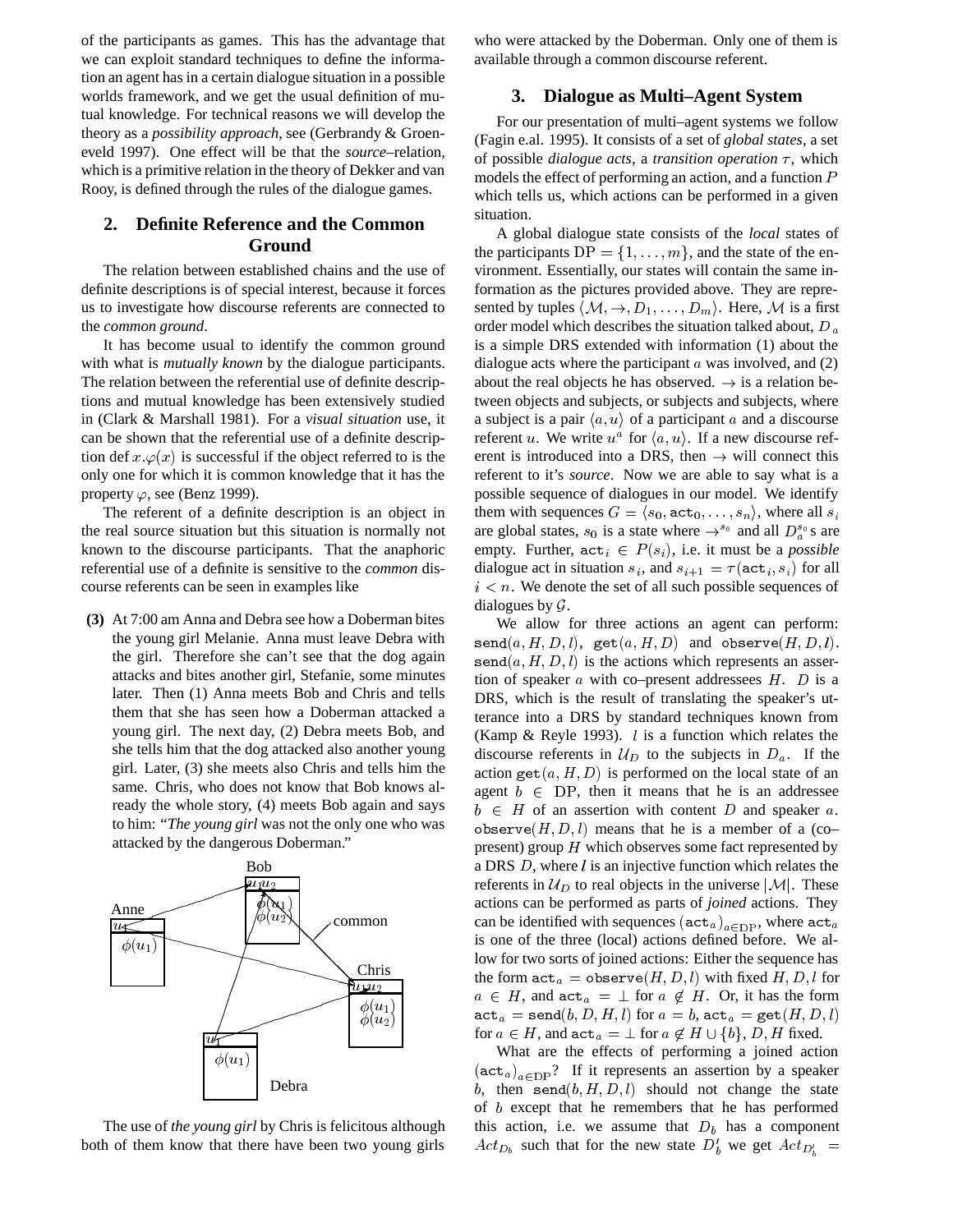of the participants as games. This has the advantage that we can exploit standard techniques to define the information an agent has in a certain dialogue situation in a possible worlds framework, and we get the usual definition of mutual knowledge. For technical reasons we will develop the theory as a *possibility approach*, see (Gerbrandy & Groeneveld 1997). One effect will be that the *source*–relation, which is a primitive relation in the theory of Dekker and van Rooy, is defined through the rules of the dialogue games.

## 2. Definite Reference and the Common Ground

The relation between established chains and the use of definite descriptions is of special interest, because it forces us to investigate how discourse referents are connected to the *common ground*.

It has become usual to identify the common ground with what is *mutually known* by the dialogue participants. The relation between the referential use of definite descriptions and mutual knowledge has been extensively studied in (Clark & Marshall 1981). For a *visual situation* use, it can be shown that the referential use of a definite description $\text{def}\, x.\varphi(x)$ is successful if the object referred to is the only one for which it is common knowledge that it has the property $\varphi$, see (Benz 1999).

The referent of a definite description is an object in the real source situation but this situation is normally not known to the discourse participants. That the anaphoric referential use of a definite is sensitive to the *common* discourse referents can be seen in examples like

**(3)** At 7:00 am Anna and Debra see how a Doberman bites the young girl Melanie. Anna must leave Debra with the girl. Therefore she can't see that the dog again attacks and bites another girl, Stefanie, some minutes later. Then (1) Anna meets Bob and Chris and tells them that she has seen how a Doberman attacked a young girl. The next day, (2) Debra meets Bob, and she tells him that the dog attacked also another young girl. Later, (3) she meets also Chris and tells him the same. Chris, who does not know that Bob knows already the whole story, (4) meets Bob again and says to him: "*The young girl* was not the only one who was attacked by the dangerous Doberman."

Bob
$u_1 u_2$
$\phi(u_1)$
$\phi(u_2)$

Anne
$u_1$
$\phi(u_1)$

common

Chris
$u_1 u_2$
$\phi(u_1)$
$\phi(u_2)$

$u_1$
$\phi(u_1)$
Debra

The use of *the young girl* by Chris is felicitous although both of them know that there have been two young girls who were attacked by the Doberman. Only one of them is available through a common discourse referent.

## 3. Dialogue as Multi–Agent System

For our presentation of multi–agent systems we follow (Fagin e.al. 1995). It consists of a set of *global states*, a set of possible *dialogue acts*, a *transition operation* $\tau$, which models the effect of performing an action, and a function $P$ which tells us, which actions can be performed in a given situation.

A global dialogue state consists of the *local* states of the participants $\text{DP} = \{1, \ldots, m\}$, and the state of the environment. Essentially, our states will contain the same information as the pictures provided above. They are represented by tuples $\langle \mathcal{M}, \rightarrow, D_1, \ldots, D_m \rangle$. Here, $\mathcal{M}$ is a first order model which describes the situation talked about, $D_a$ is a simple DRS extended with information (1) about the dialogue acts where the participant $a$ was involved, and (2) about the real objects he has observed. $\rightarrow$ is a relation between objects and subjects, or subjects and subjects, where a subject is a pair $\langle a, u \rangle$ of a participant $a$ and a discourse referent $u$. We write $u^a$ for $\langle a, u \rangle$. If a new discourse referent is introduced into a DRS, then $\rightarrow$ will connect this referent to it's *source*. Now we are able to say what is a possible sequence of dialogues in our model. We identify them with sequences $G = \langle s_0, \texttt{act}_0, \ldots, s_n \rangle$, where all $s_i$ are global states, $s_0$ is a state where $\rightarrow^{s_0}$ and all $D_a^{s_0}$s are empty. Further, $\texttt{act}_i \in P(s_i)$, i.e. it must be a *possible* dialogue act in situation $s_i$, and $s_{i+1} = \tau(\texttt{act}_i, s_i)$ for all $i < n$. We denote the set of all such possible sequences of dialogues by $\mathcal{G}$.

We allow for three actions an agent can perform: $\texttt{send}(a, H, D, l)$, $\texttt{get}(a, H, D)$ and $\texttt{observe}(H, D, l)$. $\texttt{send}(a, H, D, l)$ is the actions which represents an assertion of speaker $a$ with co–present addressees $H$. $D$ is a DRS, which is the result of translating the speaker's utterance into a DRS by standard techniques known from (Kamp & Reyle 1993). $l$ is a function which relates the discourse referents in $\mathcal{U}_D$ to the subjects in $D_a$. If the action $\texttt{get}(a, H, D)$ is performed on the local state of an agent $b \in \text{DP}$, then it means that he is an addressee $b \in H$ of an assertion with content $D$ and speaker $a$. $\texttt{observe}(H, D, l)$ means that he is a member of a (co–present) group $H$ which observes some fact represented by a DRS $D$, where $l$ is an injective function which relates the referents in $\mathcal{U}_D$ to real objects in the universe $|\mathcal{M}|$. These actions can be performed as parts of *joined* actions. They can be identified with sequences $(\texttt{act}_a)_{a \in \text{DP}}$, where $\texttt{act}_a$ is one of the three (local) actions defined before. We allow for two sorts of joined actions: Either the sequence has the form $\texttt{act}_a = \texttt{observe}(H, D, l)$ with fixed $H, D, l$ for $a \in H$, and $\texttt{act}_a = \perp$ for $a \notin H$. Or, it has the form $\texttt{act}_a = \texttt{send}(b, D, H, l)$ for $a = b$, $\texttt{act}_a = \texttt{get}(H, D, l)$ for $a \in H$, and $\texttt{act}_a = \perp$ for $a \notin H \cup \{b\}$, $D, H$ fixed.

What are the effects of performing a joined action $(\texttt{act}_a)_{a \in \text{DP}}$? If it represents an assertion by a speaker $b$, then $\texttt{send}(b, H, D, l)$ should not change the state of $b$ except that he remembers that he has performed this action, i.e. we assume that $D_b$ has a component $Act_{D_b}$ such that for the new state $D'_b$ we get $Act_{D'_b} =$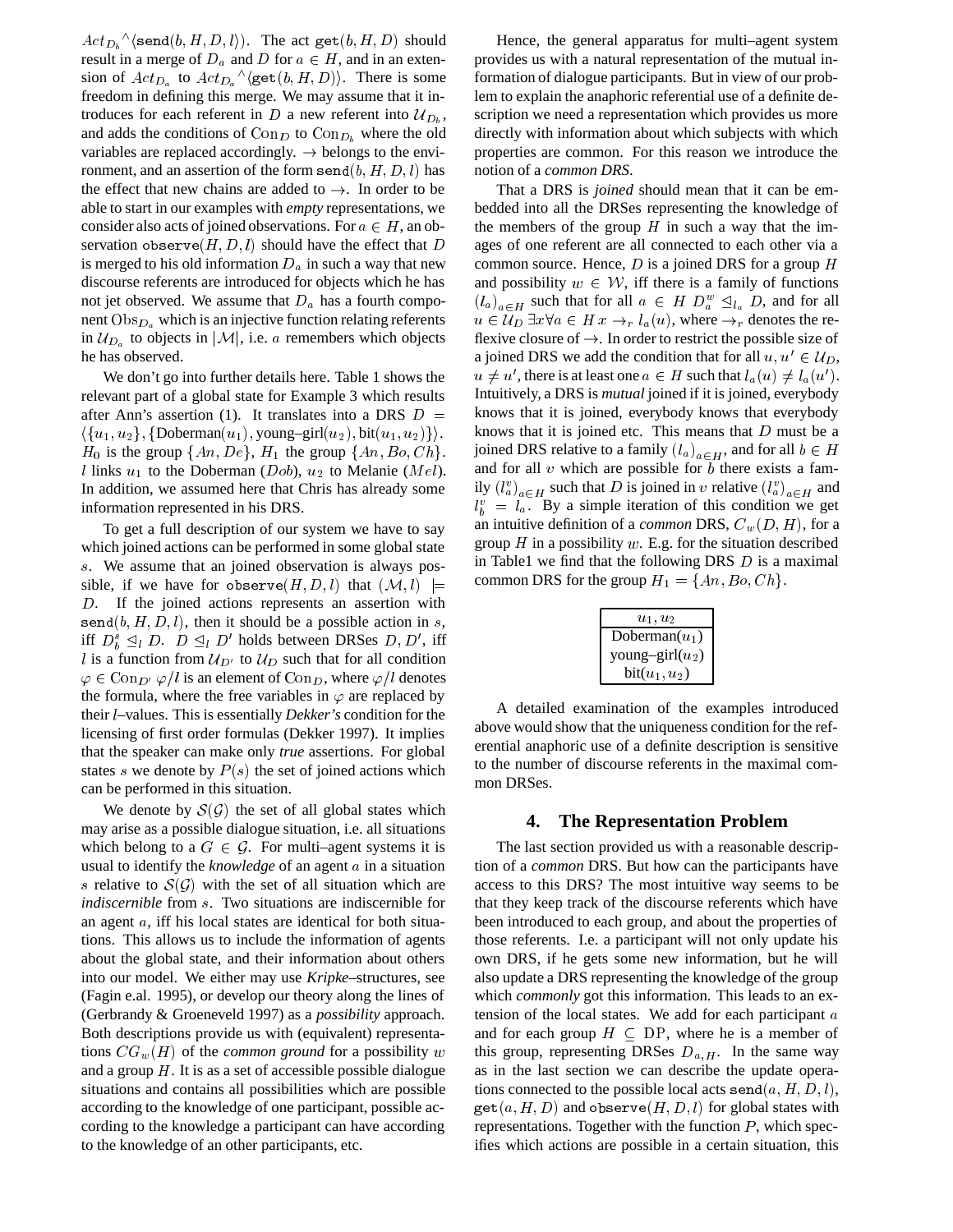$Act_{D_b}{}^\wedge\langle \mathtt{send}(b,H,D,l)\rangle$. The act $\mathtt{get}(b,H,D)$ should result in a merge of $D_a$ and $D$ for $a \in H$, and in an extension of $Act_{D_a}$ to $Act_{D_a}{}^\wedge\langle \mathtt{get}(b,H,D)\rangle$. There is some freedom in defining this merge. We may assume that it introduces for each referent in $D$ a new referent into $\mathcal{U}_{D_b}$, and adds the conditions of $\mathrm{Con}_D$ to $\mathrm{Con}_{D_b}$ where the old variables are replaced accordingly. $\rightarrow$ belongs to the environment, and an assertion of the form $\mathtt{send}(b,H,D,l)$ has the effect that new chains are added to $\rightarrow$. In order to be able to start in our examples with *empty* representations, we consider also acts of joined observations. For $a \in H$, an observation $\mathtt{observe}(H,D,l)$ should have the effect that $D$ is merged to his old information $D_a$ in such a way that new discourse referents are introduced for objects which he has not jet observed. We assume that $D_a$ has a fourth component $\mathrm{Obs}_{D_a}$ which is an injective function relating referents in $\mathcal{U}_{D_a}$ to objects in $|\mathcal{M}|$, i.e. $a$ remembers which objects he has observed.

We don't go into further details here. Table 1 shows the relevant part of a global state for Example 3 which results after Ann's assertion (1). It translates into a DRS $D = \langle\{u_1,u_2\},\{\mathrm{Doberman}(u_1), \mathrm{young\text{–}girl}(u_2), \mathrm{bit}(u_1,u_2)\}\rangle$. $H_0$ is the group $\{An, De\}$, $H_1$ the group $\{An, Bo, Ch\}$. $l$ links $u_1$ to the Doberman ($Dob$), $u_2$ to Melanie ($Mel$). In addition, we assumed here that Chris has already some information represented in his DRS.

To get a full description of our system we have to say which joined actions can be performed in some global state $s$. We assume that an joined observation is always possible, if we have for $\mathtt{observe}(H,D,l)$ that $(\mathcal{M},l) \models D$. If the joined actions represents an assertion with $\mathtt{send}(b,H,D,l)$, then it should be a possible action in $s$, iff $D_b^s \trianglelefteq_l D$. $D \trianglelefteq_l D'$ holds between DRSes $D, D'$, iff $l$ is a function from $\mathcal{U}_{D'}$ to $\mathcal{U}_D$ such that for all condition $\varphi \in \mathrm{Con}_{D'}$ $\varphi/l$ is an element of $\mathrm{Con}_D$, where $\varphi/l$ denotes the formula, where the free variables in $\varphi$ are replaced by their *l*–values. This is essentially *Dekker's* condition for the licensing of first order formulas (Dekker 1997). It implies that the speaker can make only *true* assertions. For global states $s$ we denote by $P(s)$ the set of joined actions which can be performed in this situation.

We denote by $\mathcal{S}(\mathcal{G})$ the set of all global states which may arise as a possible dialogue situation, i.e. all situations which belong to a $G \in \mathcal{G}$. For multi–agent systems it is usual to identify the *knowledge* of an agent $a$ in a situation $s$ relative to $\mathcal{S}(\mathcal{G})$ with the set of all situation which are *indiscernible* from $s$. Two situations are indiscernible for an agent $a$, iff his local states are identical for both situations. This allows us to include the information of agents about the global state, and their information about others into our model. We either may use *Kripke*–structures, see (Fagin e.al. 1995), or develop our theory along the lines of (Gerbrandy & Groeneveld 1997) as a *possibility* approach. Both descriptions provide us with (equivalent) representations $CG_w(H)$ of the *common ground* for a possibility $w$ and a group $H$. It is as a set of accessible possible dialogue situations and contains all possibilities which are possible according to the knowledge of one participant, possible according to the knowledge a participant can have according to the knowledge of an other participants, etc.

Hence, the general apparatus for multi–agent system provides us with a natural representation of the mutual information of dialogue participants. But in view of our problem to explain the anaphoric referential use of a definite description we need a representation which provides us more directly with information about which subjects with which properties are common. For this reason we introduce the notion of a *common DRS*.

That a DRS is *joined* should mean that it can be embedded into all the DRSes representing the knowledge of the members of the group $H$ in such a way that the images of one referent are all connected to each other via a common source. Hence, $D$ is a joined DRS for a group $H$ and possibility $w \in \mathcal{W}$, iff there is a family of functions $(l_a)_{a\in H}$ such that for all $a \in H$ $D_a^w \trianglelefteq_{l_a} D$, and for all $u \in \mathcal{U}_D$ $\exists x \forall a \in H\; x \rightarrow_r l_a(u)$, where $\rightarrow_r$ denotes the reflexive closure of $\rightarrow$. In order to restrict the possible size of a joined DRS we add the condition that for all $u, u' \in \mathcal{U}_D$, $u \neq u'$, there is at least one $a \in H$ such that $l_a(u) \neq l_a(u')$. Intuitively, a DRS is *mutual* joined if it is joined, everybody knows that it is joined, everybody knows that everybody knows that it is joined etc. This means that $D$ must be a joined DRS relative to a family $(l_a)_{a\in H}$, and for all $b \in H$ and for all $v$ which are possible for $b$ there exists a family $(l_a^v)_{a\in H}$ such that $D$ is joined in $v$ relative $(l_a^v)_{a\in H}$ and $l_b^v = l_a$. By a simple iteration of this condition we get an intuitive definition of a *common* DRS, $C_w(D,H)$, for a group $H$ in a possibility $w$. E.g. for the situation described in Table1 we find that the following DRS $D$ is a maximal common DRS for the group $H_1 = \{An, Bo, Ch\}$.

| $u_1, u_2$ |
|---|
| Doberman($u_1$) |
| young–girl($u_2$) |
| bit($u_1, u_2$) |

A detailed examination of the examples introduced above would show that the uniqueness condition for the referential anaphoric use of a definite description is sensitive to the number of discourse referents in the maximal common DRSes.

## 4. The Representation Problem

The last section provided us with a reasonable description of a *common* DRS. But how can the participants have access to this DRS? The most intuitive way seems to be that they keep track of the discourse referents which have been introduced to each group, and about the properties of those referents. I.e. a participant will not only update his own DRS, if he gets some new information, but he will also update a DRS representing the knowledge of the group which *commonly* got this information. This leads to an extension of the local states. We add for each participant $a$ and for each group $H \subseteq \mathrm{DP}$, where he is a member of this group, representing DRSes $D_{a,H}$. In the same way as in the last section we can describe the update operations connected to the possible local acts $\mathtt{send}(a,H,D,l)$, $\mathtt{get}(a,H,D)$ and $\mathtt{observe}(H,D,l)$ for global states with representations. Together with the function $P$, which specifies which actions are possible in a certain situation, this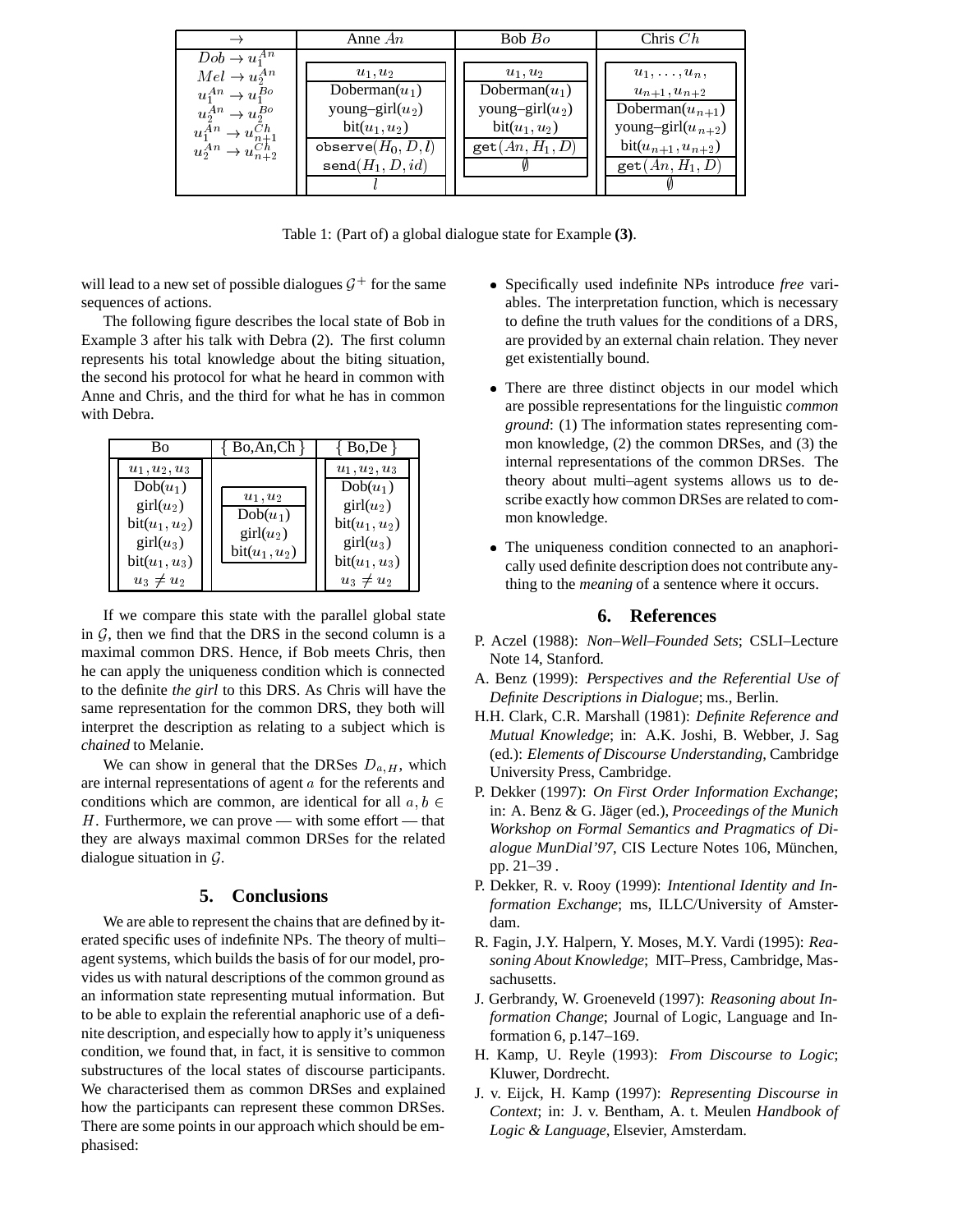| $\rightarrow$ | Anne $An$ | Bob $Bo$ | Chris $Ch$ |
|---|---|---|---|
| $Dob \rightarrow u_1^{An}$ <br> $Mel \rightarrow u_2^{An}$ <br> $u_1^{An} \rightarrow u_1^{Bo}$ <br> $u_2^{An} \rightarrow u_2^{Bo}$ <br> $u_1^{An} \rightarrow u_{n+1}^{Ch}$ <br> $u_2^{An} \rightarrow u_{n+2}^{Ch}$ | $u_1, u_2$ <br> Doberman($u_1$) <br> young–girl($u_2$) <br> bit($u_1, u_2$) <br> observe($H_0, D, l$) <br> send($H_1, D, id$) <br> $l$ | $u_1, u_2$ <br> Doberman($u_1$) <br> young–girl($u_2$) <br> bit($u_1, u_2$) <br> get($An, H_1, D$) <br> $\emptyset$ | $u_1, \ldots, u_n,$ <br> $u_{n+1}, u_{n+2}$ <br> Doberman($u_{n+1}$) <br> young–girl($u_{n+2}$) <br> bit($u_{n+1}, u_{n+2}$) <br> get($An, H_1, D$) <br> $\emptyset$ |

Table 1: (Part of) a global dialogue state for Example **(3)**.

will lead to a new set of possible dialogues $\mathcal{G}^+$ for the same sequences of actions.

The following figure describes the local state of Bob in Example 3 after his talk with Debra (2). The first column represents his total knowledge about the biting situation, the second his protocol for what he heard in common with Anne and Chris, and the third for what he has in common with Debra.

| Bo | { Bo,An,Ch } | { Bo,De } |
|---|---|---|
| $u_1, u_2, u_3$ <br> Dob($u_1$) <br> girl($u_2$) <br> bit($u_1, u_2$) <br> girl($u_3$) <br> bit($u_1, u_3$) <br> $u_3 \neq u_2$ | $u_1, u_2$ <br> Dob($u_1$) <br> girl($u_2$) <br> bit($u_1, u_2$) | $u_1, u_2, u_3$ <br> Dob($u_1$) <br> girl($u_2$) <br> bit($u_1, u_2$) <br> girl($u_3$) <br> bit($u_1, u_3$) <br> $u_3 \neq u_2$ |

If we compare this state with the parallel global state in $\mathcal{G}$, then we find that the DRS in the second column is a maximal common DRS. Hence, if Bob meets Chris, then he can apply the uniqueness condition which is connected to the definite *the girl* to this DRS. As Chris will have the same representation for the common DRS, they both will interpret the description as relating to a subject which is *chained* to Melanie.

We can show in general that the DRSes $D_{a,H}$, which are internal representations of agent $a$ for the referents and conditions which are common, are identical for all $a, b \in H$. Furthermore, we can prove — with some effort — that they are always maximal common DRSes for the related dialogue situation in $\mathcal{G}$.

## 5. Conclusions

We are able to represent the chains that are defined by iterated specific uses of indefinite NPs. The theory of multi–agent systems, which builds the basis of for our model, provides us with natural descriptions of the common ground as an information state representing mutual information. But to be able to explain the referential anaphoric use of a definite description, and especially how to apply it's uniqueness condition, we found that, in fact, it is sensitive to common substructures of the local states of discourse participants. We characterised them as common DRSes and explained how the participants can represent these common DRSes. There are some points in our approach which should be emphasised:

- Specifically used indefinite NPs introduce *free* variables. The interpretation function, which is necessary to define the truth values for the conditions of a DRS, are provided by an external chain relation. They never get existentially bound.
- There are three distinct objects in our model which are possible representations for the linguistic *common ground*: (1) The information states representing common knowledge, (2) the common DRSes, and (3) the internal representations of the common DRSes. The theory about multi–agent systems allows us to describe exactly how common DRSes are related to common knowledge.
- The uniqueness condition connected to an anaphorically used definite description does not contribute anything to the *meaning* of a sentence where it occurs.

## 6. References

P. Aczel (1988): *Non–Well–Founded Sets*; CSLI–Lecture Note 14, Stanford.

A. Benz (1999): *Perspectives and the Referential Use of Definite Descriptions in Dialogue*; ms., Berlin.

H.H. Clark, C.R. Marshall (1981): *Definite Reference and Mutual Knowledge*; in: A.K. Joshi, B. Webber, J. Sag (ed.): *Elements of Discourse Understanding*, Cambridge University Press, Cambridge.

P. Dekker (1997): *On First Order Information Exchange*; in: A. Benz & G. Jäger (ed.), *Proceedings of the Munich Workshop on Formal Semantics and Pragmatics of Dialogue MunDial'97*, CIS Lecture Notes 106, München, pp. 21–39 .

P. Dekker, R. v. Rooy (1999): *Intentional Identity and Information Exchange*; ms, ILLC/University of Amsterdam.

R. Fagin, J.Y. Halpern, Y. Moses, M.Y. Vardi (1995): *Reasoning About Knowledge*; MIT–Press, Cambridge, Massachusetts.

J. Gerbrandy, W. Groeneveld (1997): *Reasoning about Information Change*; Journal of Logic, Language and Information 6, p.147–169.

H. Kamp, U. Reyle (1993): *From Discourse to Logic*; Kluwer, Dordrecht.

J. v. Eijck, H. Kamp (1997): *Representing Discourse in Context*; in: J. v. Bentham, A. t. Meulen *Handbook of Logic & Language*, Elsevier, Amsterdam.